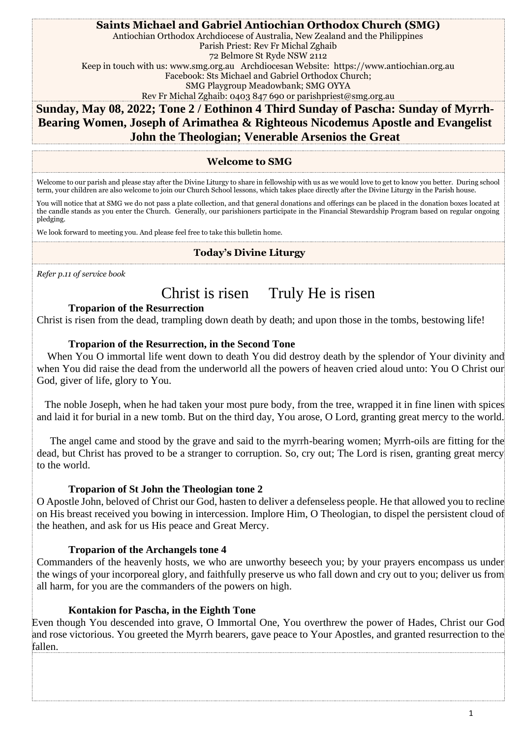**Saints Michael and Gabriel Antiochian Orthodox Church (SMG)**

Antiochian Orthodox Archdiocese of Australia, New Zealand and the Philippines
Parish Priest: Rev Fr Michal Zghaib
72 Belmore St Ryde NSW 2112
Keep in touch with us: www.smg.org.au Archdiocesan Website: https://www.antiochian.org.au
Facebook: Sts Michael and Gabriel Orthodox Church;
SMG Playgroup Meadowbank; SMG OYYA
Rev Fr Michal Zghaib: 0403 847 690 or parishpriest@smg.org.au

# Sunday, May 08, 2022; Tone 2 / Eothinon 4 Third Sunday of Pascha: Sunday of Myrrh-Bearing Women, Joseph of Arimathea & Righteous Nicodemus Apostle and Evangelist John the Theologian; Venerable Arsenios the Great

## Welcome to SMG

Welcome to our parish and please stay after the Divine Liturgy to share in fellowship with us as we would love to get to know you better. During school term, your children are also welcome to join our Church School lessons, which takes place directly after the Divine Liturgy in the Parish house.

You will notice that at SMG we do not pass a plate collection, and that general donations and offerings can be placed in the donation boxes located at the candle stands as you enter the Church. Generally, our parishioners participate in the Financial Stewardship Program based on regular ongoing pledging.

We look forward to meeting you. And please feel free to take this bulletin home.

## Today's Divine Liturgy

*Refer p.11 of service book*

Christ is risen Truly He is risen

### Troparion of the Resurrection

Christ is risen from the dead, trampling down death by death; and upon those in the tombs, bestowing life!

### Troparion of the Resurrection, in the Second Tone

When You O immortal life went down to death You did destroy death by the splendor of Your divinity and when You did raise the dead from the underworld all the powers of heaven cried aloud unto: You O Christ our God, giver of life, glory to You.

The noble Joseph, when he had taken your most pure body, from the tree, wrapped it in fine linen with spices and laid it for burial in a new tomb. But on the third day, You arose, O Lord, granting great mercy to the world.

The angel came and stood by the grave and said to the myrrh-bearing women; Myrrh-oils are fitting for the dead, but Christ has proved to be a stranger to corruption. So, cry out; The Lord is risen, granting great mercy to the world.

### Troparion of St John the Theologian tone 2

O Apostle John, beloved of Christ our God, hasten to deliver a defenseless people. He that allowed you to recline on His breast received you bowing in intercession. Implore Him, O Theologian, to dispel the persistent cloud of the heathen, and ask for us His peace and Great Mercy.

### Troparion of the Archangels tone 4

Commanders of the heavenly hosts, we who are unworthy beseech you; by your prayers encompass us under the wings of your incorporeal glory, and faithfully preserve us who fall down and cry out to you; deliver us from all harm, for you are the commanders of the powers on high.

### Kontakion for Pascha, in the Eighth Tone

Even though You descended into grave, O Immortal One, You overthrew the power of Hades, Christ our God and rose victorious. You greeted the Myrrh bearers, gave peace to Your Apostles, and granted resurrection to the fallen.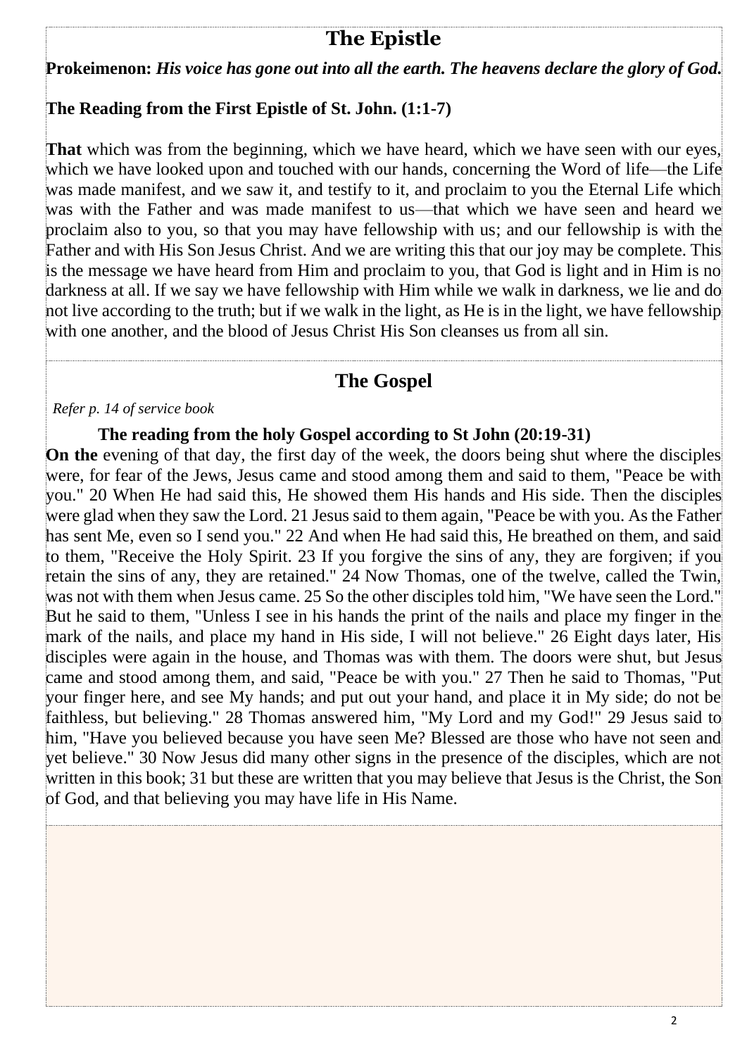## The Epistle

**Prokeimenon:** ***His voice has gone out into all the earth. The heavens declare the glory of God.***

**The Reading from the First Epistle of St. John. (1:1-7)**

**That** which was from the beginning, which we have heard, which we have seen with our eyes, which we have looked upon and touched with our hands, concerning the Word of life—the Life was made manifest, and we saw it, and testify to it, and proclaim to you the Eternal Life which was with the Father and was made manifest to us—that which we have seen and heard we proclaim also to you, so that you may have fellowship with us; and our fellowship is with the Father and with His Son Jesus Christ. And we are writing this that our joy may be complete. This is the message we have heard from Him and proclaim to you, that God is light and in Him is no darkness at all. If we say we have fellowship with Him while we walk in darkness, we lie and do not live according to the truth; but if we walk in the light, as He is in the light, we have fellowship with one another, and the blood of Jesus Christ His Son cleanses us from all sin.

## The Gospel

*Refer p. 14 of service book*

**The reading from the holy Gospel according to St John (20:19-31)**

**On the** evening of that day, the first day of the week, the doors being shut where the disciples were, for fear of the Jews, Jesus came and stood among them and said to them, "Peace be with you." 20 When He had said this, He showed them His hands and His side. Then the disciples were glad when they saw the Lord. 21 Jesus said to them again, "Peace be with you. As the Father has sent Me, even so I send you." 22 And when He had said this, He breathed on them, and said to them, "Receive the Holy Spirit. 23 If you forgive the sins of any, they are forgiven; if you retain the sins of any, they are retained." 24 Now Thomas, one of the twelve, called the Twin, was not with them when Jesus came. 25 So the other disciples told him, "We have seen the Lord." But he said to them, "Unless I see in his hands the print of the nails and place my finger in the mark of the nails, and place my hand in His side, I will not believe." 26 Eight days later, His disciples were again in the house, and Thomas was with them. The doors were shut, but Jesus came and stood among them, and said, "Peace be with you." 27 Then he said to Thomas, "Put your finger here, and see My hands; and put out your hand, and place it in My side; do not be faithless, but believing." 28 Thomas answered him, "My Lord and my God!" 29 Jesus said to him, "Have you believed because you have seen Me? Blessed are those who have not seen and yet believe." 30 Now Jesus did many other signs in the presence of the disciples, which are not written in this book; 31 but these are written that you may believe that Jesus is the Christ, the Son of God, and that believing you may have life in His Name.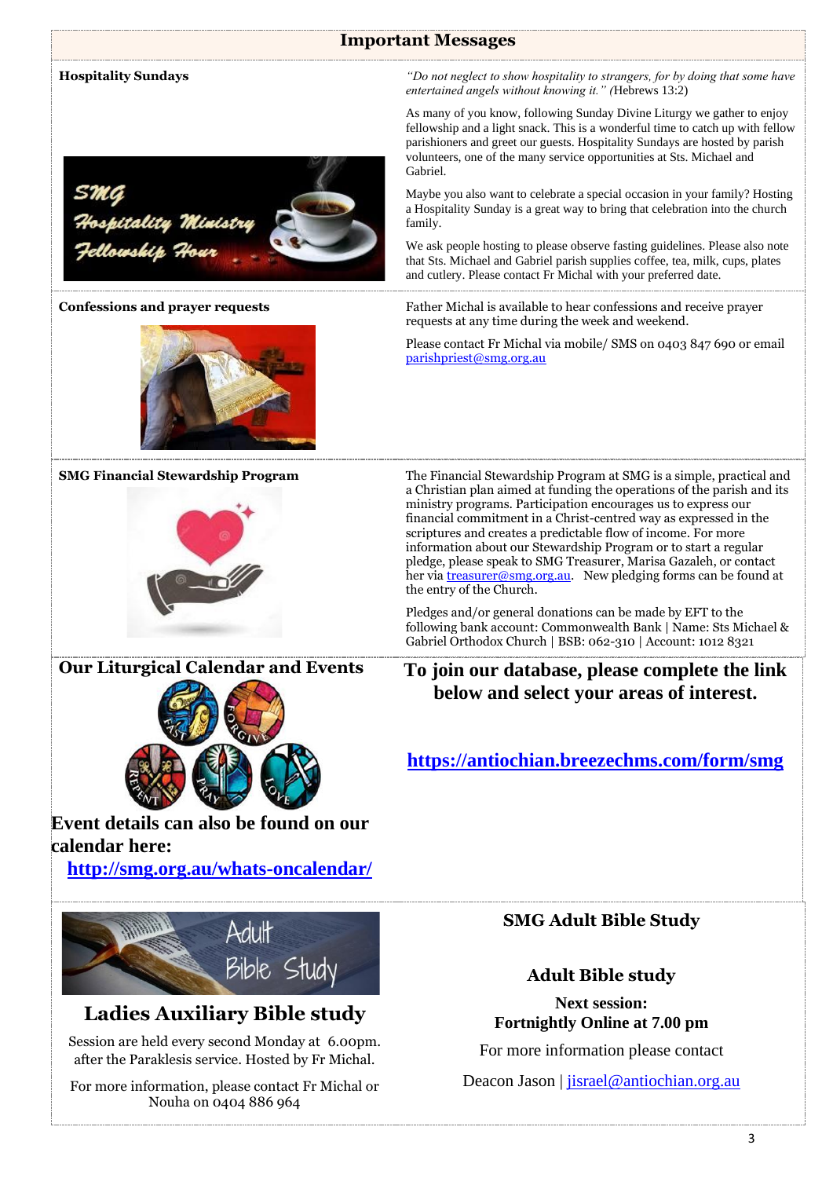## Important Messages

### Hospitality Sundays

*"Do not neglect to show hospitality to strangers, for by doing that some have entertained angels without knowing it."* (Hebrews 13:2)

As many of you know, following Sunday Divine Liturgy we gather to enjoy fellowship and a light snack. This is a wonderful time to catch up with fellow parishioners and greet our guests. Hospitality Sundays are hosted by parish volunteers, one of the many service opportunities at Sts. Michael and Gabriel.

Maybe you also want to celebrate a special occasion in your family? Hosting a Hospitality Sunday is a great way to bring that celebration into the church family.

We ask people hosting to please observe fasting guidelines. Please also note that Sts. Michael and Gabriel parish supplies coffee, tea, milk, cups, plates and cutlery. Please contact Fr Michal with your preferred date.

### Confessions and prayer requests

Father Michal is available to hear confessions and receive prayer requests at any time during the week and weekend.

Please contact Fr Michal via mobile/ SMS on 0403 847 690 or email parishpriest@smg.org.au

### SMG Financial Stewardship Program

The Financial Stewardship Program at SMG is a simple, practical and a Christian plan aimed at funding the operations of the parish and its ministry programs. Participation encourages us to express our financial commitment in a Christ-centred way as expressed in the scriptures and creates a predictable flow of income. For more information about our Stewardship Program or to start a regular pledge, please speak to SMG Treasurer, Marisa Gazaleh, or contact her via treasurer@smg.org.au. New pledging forms can be found at the entry of the Church.

Pledges and/or general donations can be made by EFT to the following bank account: Commonwealth Bank | Name: Sts Michael & Gabriel Orthodox Church | BSB: 062-310 | Account: 1012 8321

### Our Liturgical Calendar and Events

**Event details can also be found on our calendar here:**

**http://smg.org.au/whats-oncalendar/**

### To join our database, please complete the link below and select your areas of interest.

**https://antiochian.breezechms.com/form/smg**

### Ladies Auxiliary Bible study

Session are held every second Monday at 6.00pm. after the Paraklesis service. Hosted by Fr Michal.

For more information, please contact Fr Michal or Nouha on 0404 886 964

### SMG Adult Bible Study

**Adult Bible study**

**Next session:**
**Fortnightly Online at 7.00 pm**

For more information please contact

Deacon Jason | jisrael@antiochian.org.au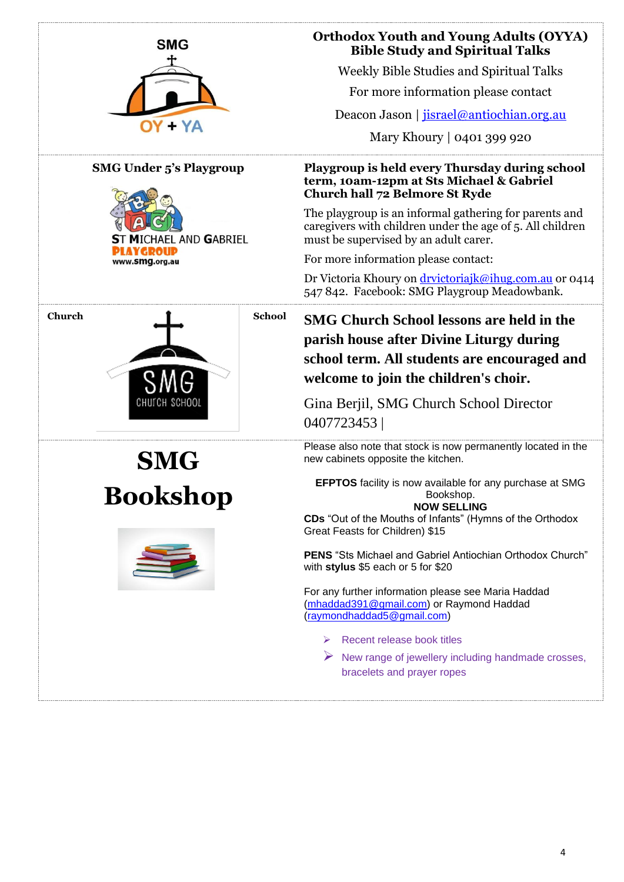SMG

OY + YA

## Orthodox Youth and Young Adults (OYYA) Bible Study and Spiritual Talks

Weekly Bible Studies and Spiritual Talks

For more information please contact

Deacon Jason | jisrael@antiochian.org.au

Mary Khoury | 0401 399 920

## SMG Under 5's Playgroup

ST MICHAEL AND GABRIEL PLAYGROUP www.smg.org.au

**Playgroup is held every Thursday during school term, 10am-12pm at Sts Michael & Gabriel Church hall 72 Belmore St Ryde**

The playgroup is an informal gathering for parents and caregivers with children under the age of 5. All children must be supervised by an adult carer.

For more information please contact:

Dr Victoria Khoury on drvictoriajk@ihug.com.au or 0414 547 842. Facebook: SMG Playgroup Meadowbank.

**Church** **School**

SMG CHURCH SCHOOL

**SMG Church School lessons are held in the parish house after Divine Liturgy during school term. All students are encouraged and welcome to join the children's choir.**

Gina Berjil, SMG Church School Director 0407723453 |

# SMG Bookshop

Please also note that stock is now permanently located in the new cabinets opposite the kitchen.

**EFPTOS** facility is now available for any purchase at SMG Bookshop.

**NOW SELLING**

**CDs** "Out of the Mouths of Infants" (Hymns of the Orthodox Great Feasts for Children) $15

**PENS** "Sts Michael and Gabriel Antiochian Orthodox Church" with **stylus** $5 each or 5 for $20

For any further information please see Maria Haddad (mhaddad391@gmail.com) or Raymond Haddad (raymondhaddad5@gmail.com)

- Recent release book titles
- New range of jewellery including handmade crosses, bracelets and prayer ropes